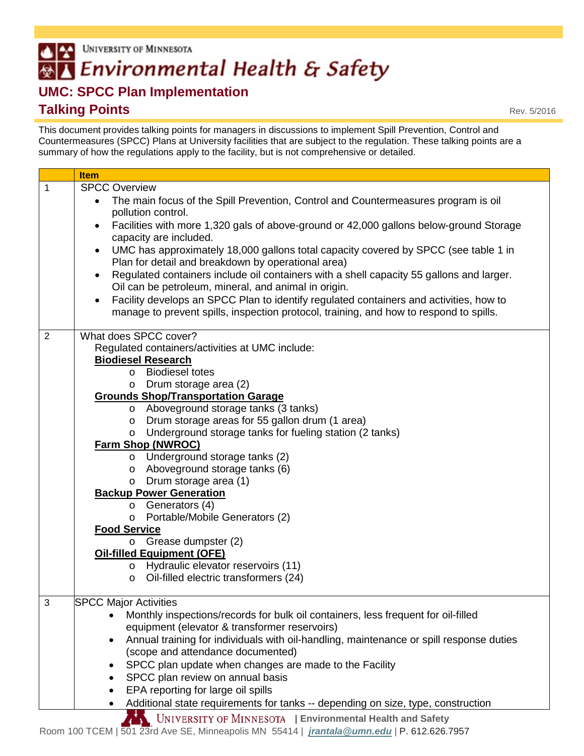UNIVERSITY OF MINNESOTA

# Environmental Health & Safety

## UMC: SPCC Plan Implementation

## Talking Points

Rev. 5/2016

This document provides talking points for managers in discussions to implement Spill Prevention, Control and Countermeasures (SPCC) Plans at University facilities that are subject to the regulation. These talking points are a summary of how the regulations apply to the facility, but is not comprehensive or detailed.

| | Item |
|---|---|
| 1 | SPCC Overview<br>• The main focus of the Spill Prevention, Control and Countermeasures program is oil pollution control.<br>• Facilities with more 1,320 gals of above-ground or 42,000 gallons below-ground Storage capacity are included.<br>• UMC has approximately 18,000 gallons total capacity covered by SPCC (see table 1 in Plan for detail and breakdown by operational area)<br>• Regulated containers include oil containers with a shell capacity 55 gallons and larger. Oil can be petroleum, mineral, and animal in origin.<br>• Facility develops an SPCC Plan to identify regulated containers and activities, how to manage to prevent spills, inspection protocol, training, and how to respond to spills. |
| 2 | What does SPCC cover?<br>Regulated containers/activities at UMC include:<br>**Biodiesel Research**<br>o Biodiesel totes<br>o Drum storage area (2)<br>**Grounds Shop/Transportation Garage**<br>o Aboveground storage tanks (3 tanks)<br>o Drum storage areas for 55 gallon drum (1 area)<br>o Underground storage tanks for fueling station (2 tanks)<br>**Farm Shop (NWROC)**<br>o Underground storage tanks (2)<br>o Aboveground storage tanks (6)<br>o Drum storage area (1)<br>**Backup Power Generation**<br>o Generators (4)<br>o Portable/Mobile Generators (2)<br>**Food Service**<br>o Grease dumpster (2)<br>**Oil-filled Equipment (OFE)**<br>o Hydraulic elevator reservoirs (11)<br>o Oil-filled electric transformers (24) |
| 3 | SPCC Major Activities<br>• Monthly inspections/records for bulk oil containers, less frequent for oil-filled equipment (elevator & transformer reservoirs)<br>• Annual training for individuals with oil-handling, maintenance or spill response duties (scope and attendance documented)<br>• SPCC plan update when changes are made to the Facility<br>• SPCC plan review on annual basis<br>• EPA reporting for large oil spills<br>• Additional state requirements for tanks -- depending on size, type, construction |

UNIVERSITY OF MINNESOTA | Environmental Health and Safety
Room 100 TCEM | 501 23rd Ave SE, Minneapolis MN 55414 | jrantala@umn.edu | P. 612.626.7957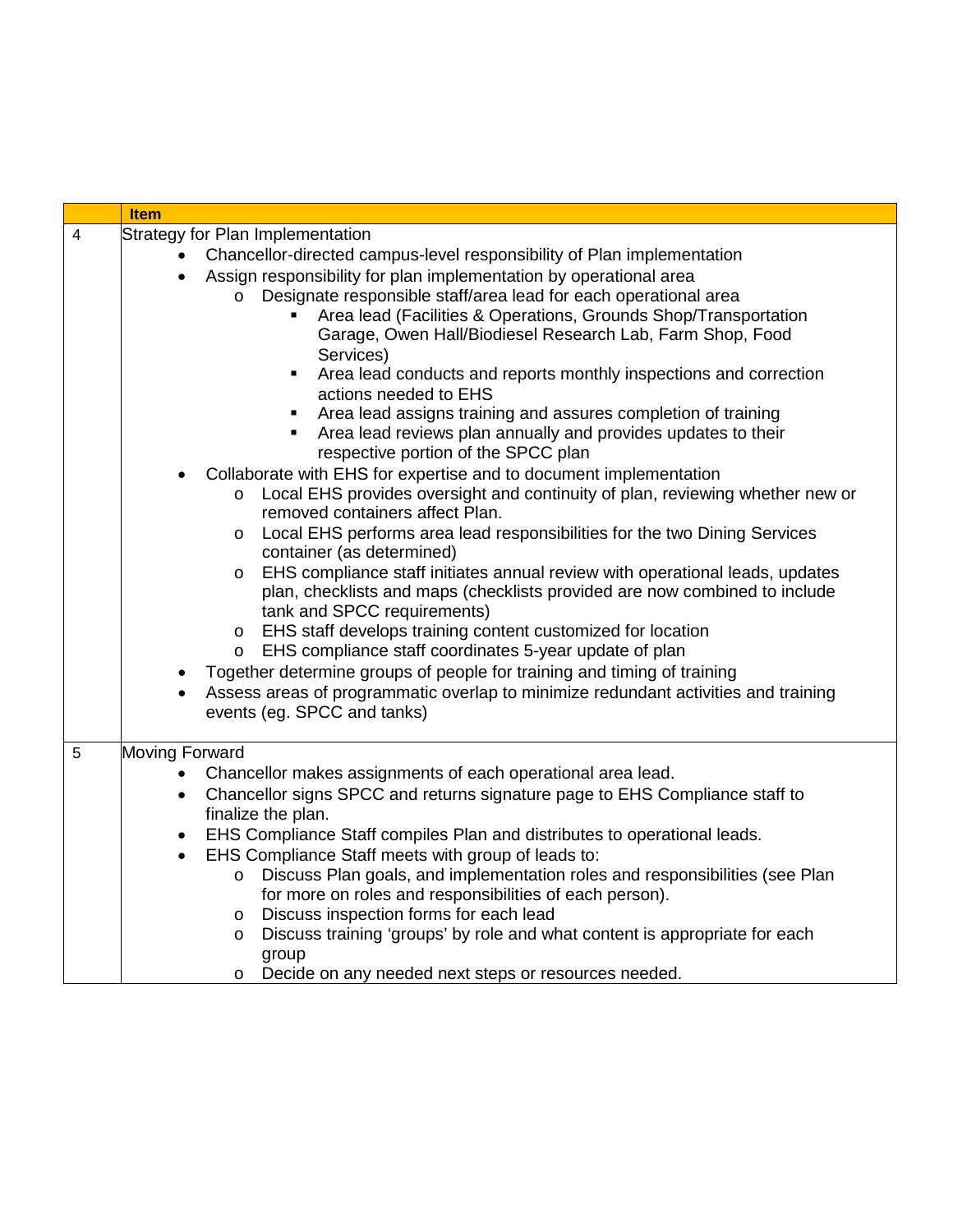| | Item |
|---|---|
| 4 | Strategy for Plan Implementation<br>• Chancellor-directed campus-level responsibility of Plan implementation<br>• Assign responsibility for plan implementation by operational area<br>&nbsp;&nbsp;o Designate responsible staff/area lead for each operational area<br>&nbsp;&nbsp;&nbsp;&nbsp;▪ Area lead (Facilities & Operations, Grounds Shop/Transportation Garage, Owen Hall/Biodiesel Research Lab, Farm Shop, Food Services)<br>&nbsp;&nbsp;&nbsp;&nbsp;▪ Area lead conducts and reports monthly inspections and correction actions needed to EHS<br>&nbsp;&nbsp;&nbsp;&nbsp;▪ Area lead assigns training and assures completion of training<br>&nbsp;&nbsp;&nbsp;&nbsp;▪ Area lead reviews plan annually and provides updates to their respective portion of the SPCC plan<br>• Collaborate with EHS for expertise and to document implementation<br>&nbsp;&nbsp;o Local EHS provides oversight and continuity of plan, reviewing whether new or removed containers affect Plan.<br>&nbsp;&nbsp;o Local EHS performs area lead responsibilities for the two Dining Services container (as determined)<br>&nbsp;&nbsp;o EHS compliance staff initiates annual review with operational leads, updates plan, checklists and maps (checklists provided are now combined to include tank and SPCC requirements)<br>&nbsp;&nbsp;o EHS staff develops training content customized for location<br>&nbsp;&nbsp;o EHS compliance staff coordinates 5-year update of plan<br>• Together determine groups of people for training and timing of training<br>• Assess areas of programmatic overlap to minimize redundant activities and training events (eg. SPCC and tanks) |
| 5 | Moving Forward<br>• Chancellor makes assignments of each operational area lead.<br>• Chancellor signs SPCC and returns signature page to EHS Compliance staff to finalize the plan.<br>• EHS Compliance Staff compiles Plan and distributes to operational leads.<br>• EHS Compliance Staff meets with group of leads to:<br>&nbsp;&nbsp;o Discuss Plan goals, and implementation roles and responsibilities (see Plan for more on roles and responsibilities of each person).<br>&nbsp;&nbsp;o Discuss inspection forms for each lead<br>&nbsp;&nbsp;o Discuss training 'groups' by role and what content is appropriate for each group<br>&nbsp;&nbsp;o Decide on any needed next steps or resources needed. |